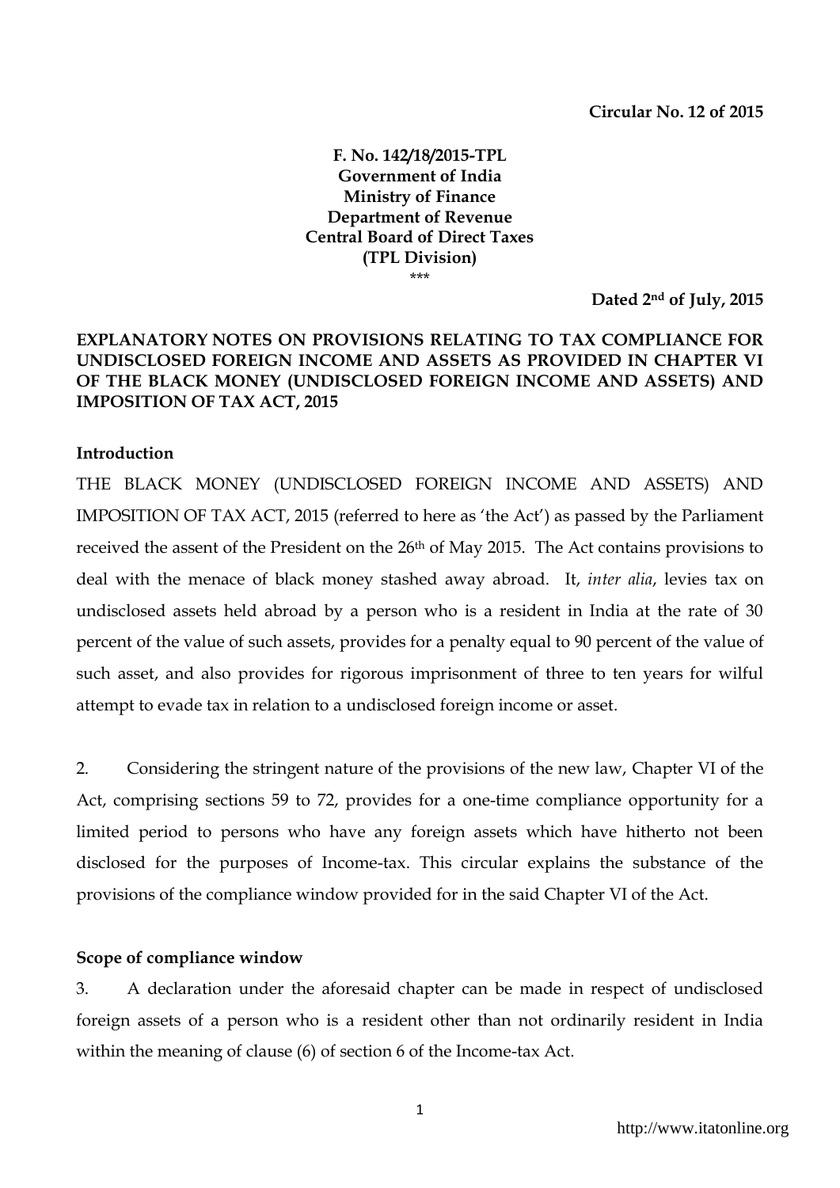**Circular No. 12 of 2015**

**F. No. 142/18/2015-TPL**
**Government of India**
**Ministry of Finance**
**Department of Revenue**
**Central Board of Direct Taxes**
**(TPL Division)**
\*\*\*

**Dated 2nd of July, 2015**

**EXPLANATORY NOTES ON PROVISIONS RELATING TO TAX COMPLIANCE FOR UNDISCLOSED FOREIGN INCOME AND ASSETS AS PROVIDED IN CHAPTER VI OF THE BLACK MONEY (UNDISCLOSED FOREIGN INCOME AND ASSETS) AND IMPOSITION OF TAX ACT, 2015**

**Introduction**

THE BLACK MONEY (UNDISCLOSED FOREIGN INCOME AND ASSETS) AND IMPOSITION OF TAX ACT, 2015 (referred to here as 'the Act') as passed by the Parliament received the assent of the President on the 26th of May 2015. The Act contains provisions to deal with the menace of black money stashed away abroad. It, *inter alia*, levies tax on undisclosed assets held abroad by a person who is a resident in India at the rate of 30 percent of the value of such assets, provides for a penalty equal to 90 percent of the value of such asset, and also provides for rigorous imprisonment of three to ten years for wilful attempt to evade tax in relation to a undisclosed foreign income or asset.

2. Considering the stringent nature of the provisions of the new law, Chapter VI of the Act, comprising sections 59 to 72, provides for a one-time compliance opportunity for a limited period to persons who have any foreign assets which have hitherto not been disclosed for the purposes of Income-tax. This circular explains the substance of the provisions of the compliance window provided for in the said Chapter VI of the Act.

**Scope of compliance window**

3. A declaration under the aforesaid chapter can be made in respect of undisclosed foreign assets of a person who is a resident other than not ordinarily resident in India within the meaning of clause (6) of section 6 of the Income-tax Act.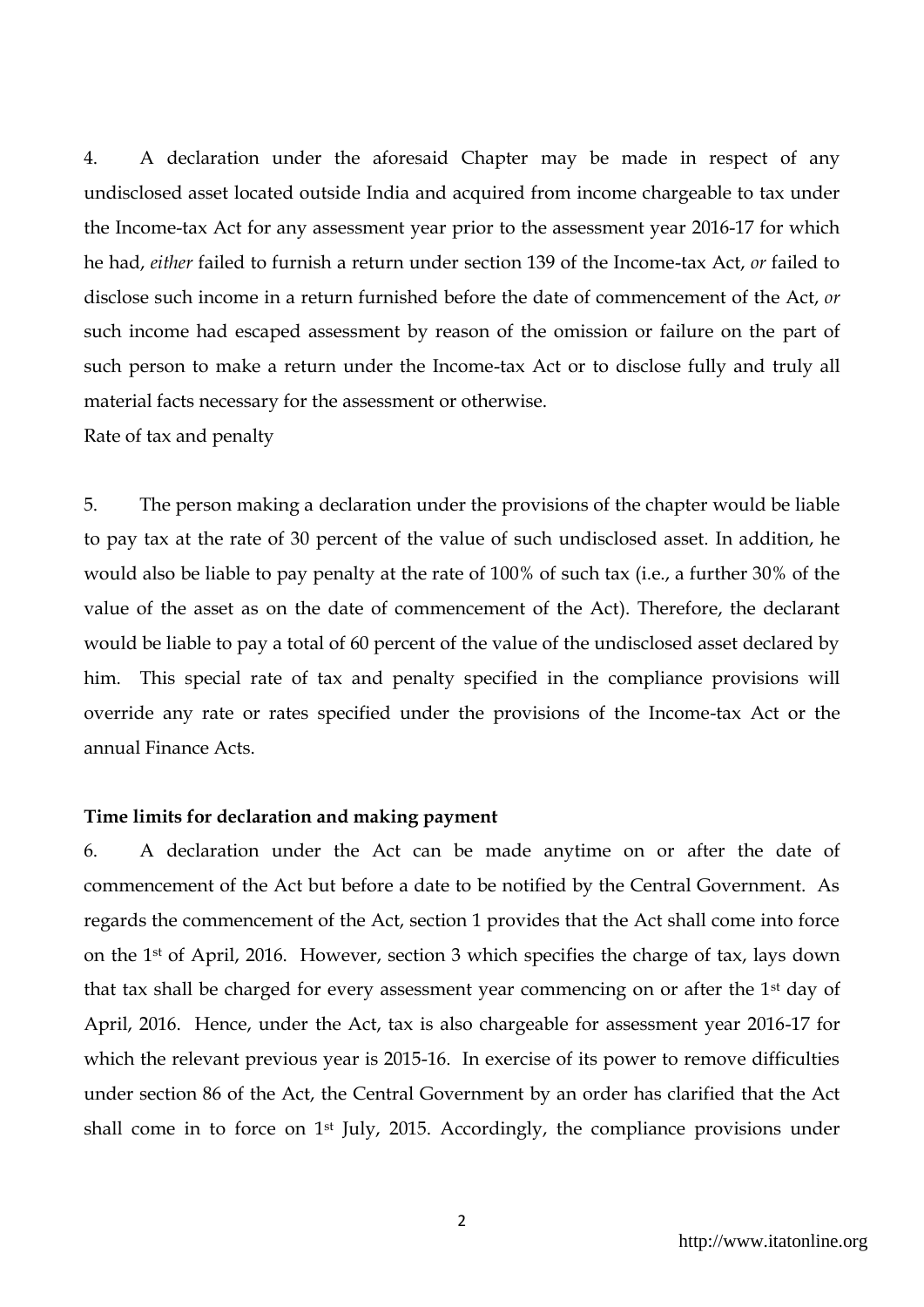4. A declaration under the aforesaid Chapter may be made in respect of any undisclosed asset located outside India and acquired from income chargeable to tax under the Income-tax Act for any assessment year prior to the assessment year 2016-17 for which he had, *either* failed to furnish a return under section 139 of the Income-tax Act, *or* failed to disclose such income in a return furnished before the date of commencement of the Act, *or* such income had escaped assessment by reason of the omission or failure on the part of such person to make a return under the Income-tax Act or to disclose fully and truly all material facts necessary for the assessment or otherwise.

Rate of tax and penalty

5. The person making a declaration under the provisions of the chapter would be liable to pay tax at the rate of 30 percent of the value of such undisclosed asset. In addition, he would also be liable to pay penalty at the rate of 100% of such tax (i.e., a further 30% of the value of the asset as on the date of commencement of the Act). Therefore, the declarant would be liable to pay a total of 60 percent of the value of the undisclosed asset declared by him. This special rate of tax and penalty specified in the compliance provisions will override any rate or rates specified under the provisions of the Income-tax Act or the annual Finance Acts.

**Time limits for declaration and making payment**

6. A declaration under the Act can be made anytime on or after the date of commencement of the Act but before a date to be notified by the Central Government. As regards the commencement of the Act, section 1 provides that the Act shall come into force on the 1st of April, 2016. However, section 3 which specifies the charge of tax, lays down that tax shall be charged for every assessment year commencing on or after the 1st day of April, 2016. Hence, under the Act, tax is also chargeable for assessment year 2016-17 for which the relevant previous year is 2015-16. In exercise of its power to remove difficulties under section 86 of the Act, the Central Government by an order has clarified that the Act shall come in to force on 1st July, 2015. Accordingly, the compliance provisions under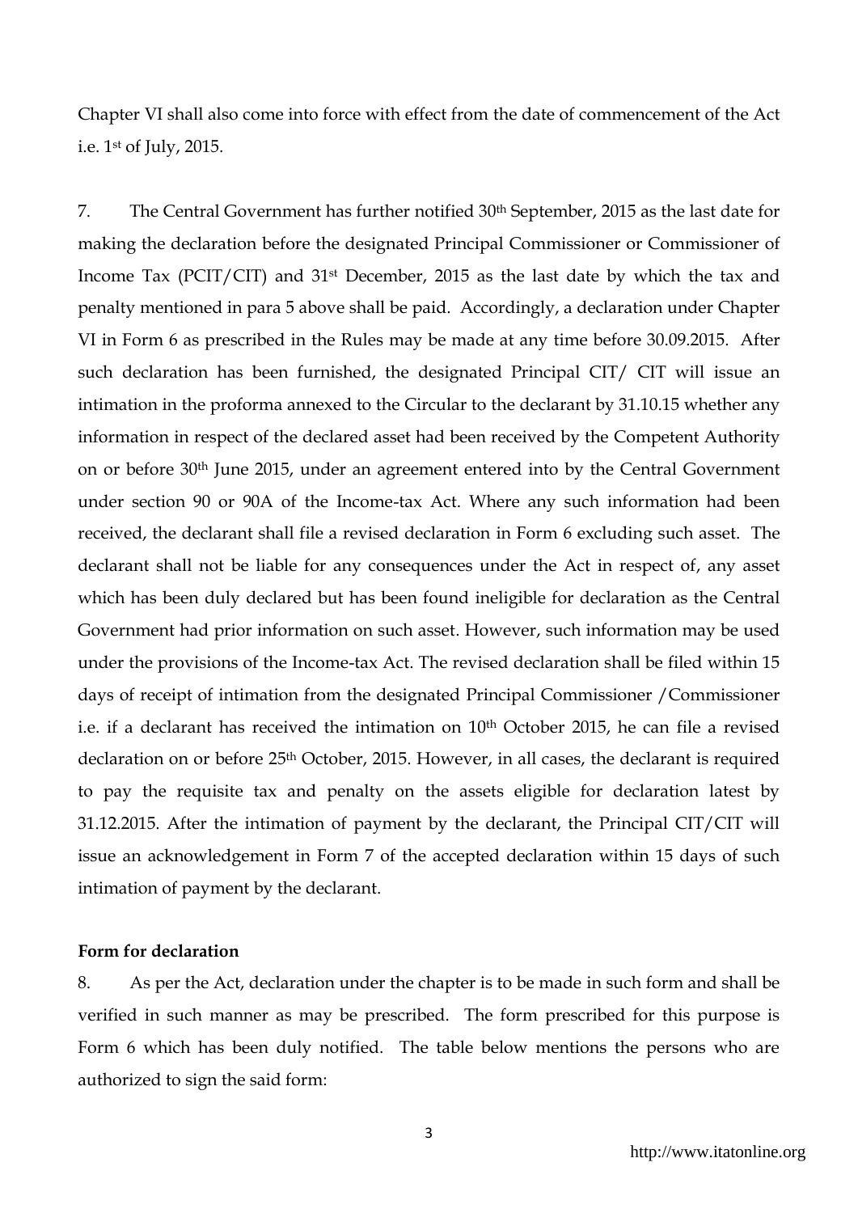Chapter VI shall also come into force with effect from the date of commencement of the Act i.e. 1st of July, 2015.

7. The Central Government has further notified 30th September, 2015 as the last date for making the declaration before the designated Principal Commissioner or Commissioner of Income Tax (PCIT/CIT) and 31st December, 2015 as the last date by which the tax and penalty mentioned in para 5 above shall be paid. Accordingly, a declaration under Chapter VI in Form 6 as prescribed in the Rules may be made at any time before 30.09.2015. After such declaration has been furnished, the designated Principal CIT/ CIT will issue an intimation in the proforma annexed to the Circular to the declarant by 31.10.15 whether any information in respect of the declared asset had been received by the Competent Authority on or before 30th June 2015, under an agreement entered into by the Central Government under section 90 or 90A of the Income-tax Act. Where any such information had been received, the declarant shall file a revised declaration in Form 6 excluding such asset. The declarant shall not be liable for any consequences under the Act in respect of, any asset which has been duly declared but has been found ineligible for declaration as the Central Government had prior information on such asset. However, such information may be used under the provisions of the Income-tax Act. The revised declaration shall be filed within 15 days of receipt of intimation from the designated Principal Commissioner /Commissioner i.e. if a declarant has received the intimation on 10th October 2015, he can file a revised declaration on or before 25th October, 2015. However, in all cases, the declarant is required to pay the requisite tax and penalty on the assets eligible for declaration latest by 31.12.2015. After the intimation of payment by the declarant, the Principal CIT/CIT will issue an acknowledgement in Form 7 of the accepted declaration within 15 days of such intimation of payment by the declarant.

**Form for declaration**

8. As per the Act, declaration under the chapter is to be made in such form and shall be verified in such manner as may be prescribed. The form prescribed for this purpose is Form 6 which has been duly notified. The table below mentions the persons who are authorized to sign the said form: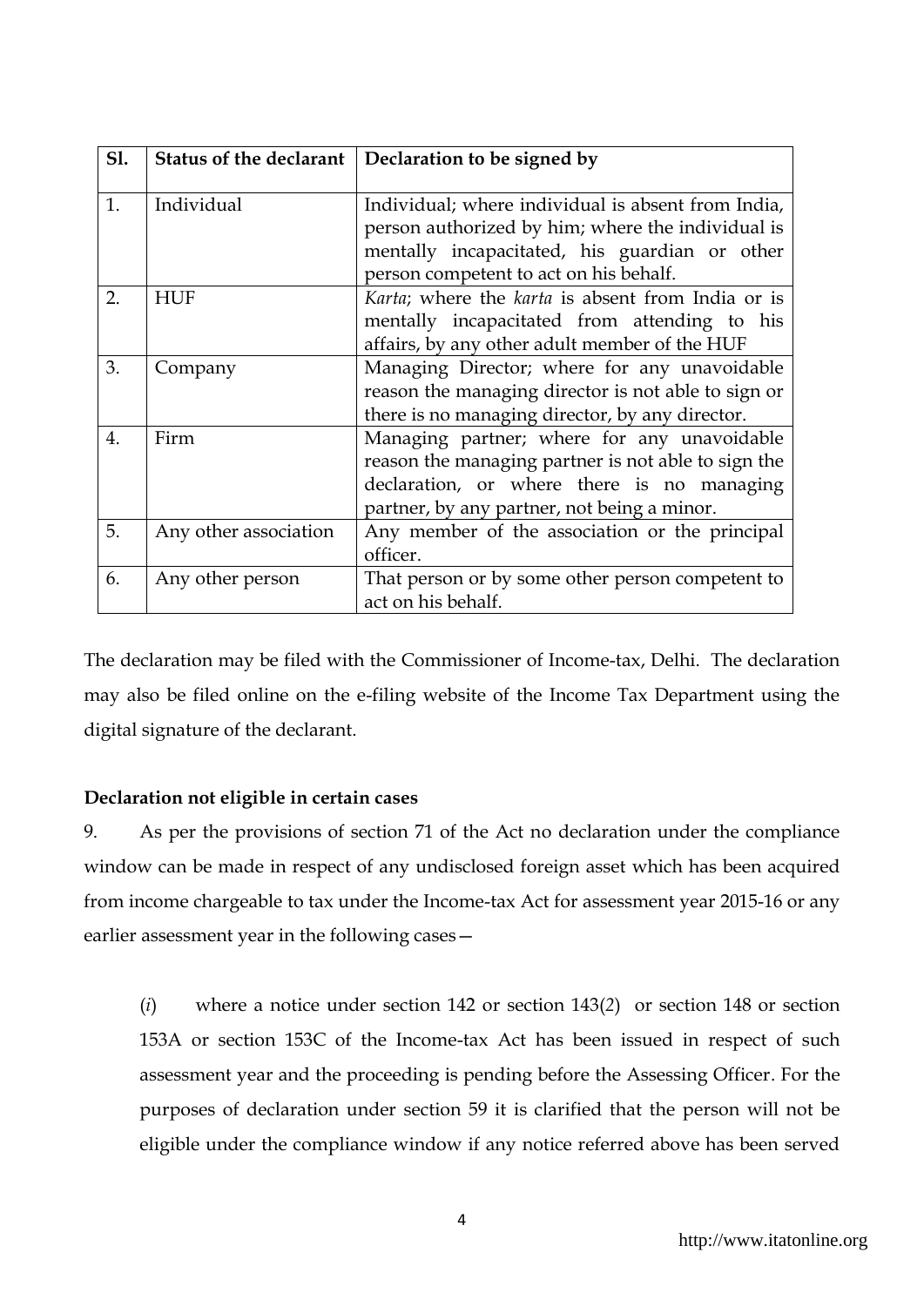| Sl. | Status of the declarant | Declaration to be signed by |
|---|---|---|
| 1. | Individual | Individual; where individual is absent from India, person authorized by him; where the individual is mentally incapacitated, his guardian or other person competent to act on his behalf. |
| 2. | HUF | *Karta*; where the *karta* is absent from India or is mentally incapacitated from attending to his affairs, by any other adult member of the HUF |
| 3. | Company | Managing Director; where for any unavoidable reason the managing director is not able to sign or there is no managing director, by any director. |
| 4. | Firm | Managing partner; where for any unavoidable reason the managing partner is not able to sign the declaration, or where there is no managing partner, by any partner, not being a minor. |
| 5. | Any other association | Any member of the association or the principal officer. |
| 6. | Any other person | That person or by some other person competent to act on his behalf. |

The declaration may be filed with the Commissioner of Income-tax, Delhi. The declaration may also be filed online on the e-filing website of the Income Tax Department using the digital signature of the declarant.

**Declaration not eligible in certain cases**

9. As per the provisions of section 71 of the Act no declaration under the compliance window can be made in respect of any undisclosed foreign asset which has been acquired from income chargeable to tax under the Income-tax Act for assessment year 2015-16 or any earlier assessment year in the following cases—

(*i*) where a notice under section 142 or section 143(*2*) or section 148 or section 153A or section 153C of the Income-tax Act has been issued in respect of such assessment year and the proceeding is pending before the Assessing Officer. For the purposes of declaration under section 59 it is clarified that the person will not be eligible under the compliance window if any notice referred above has been served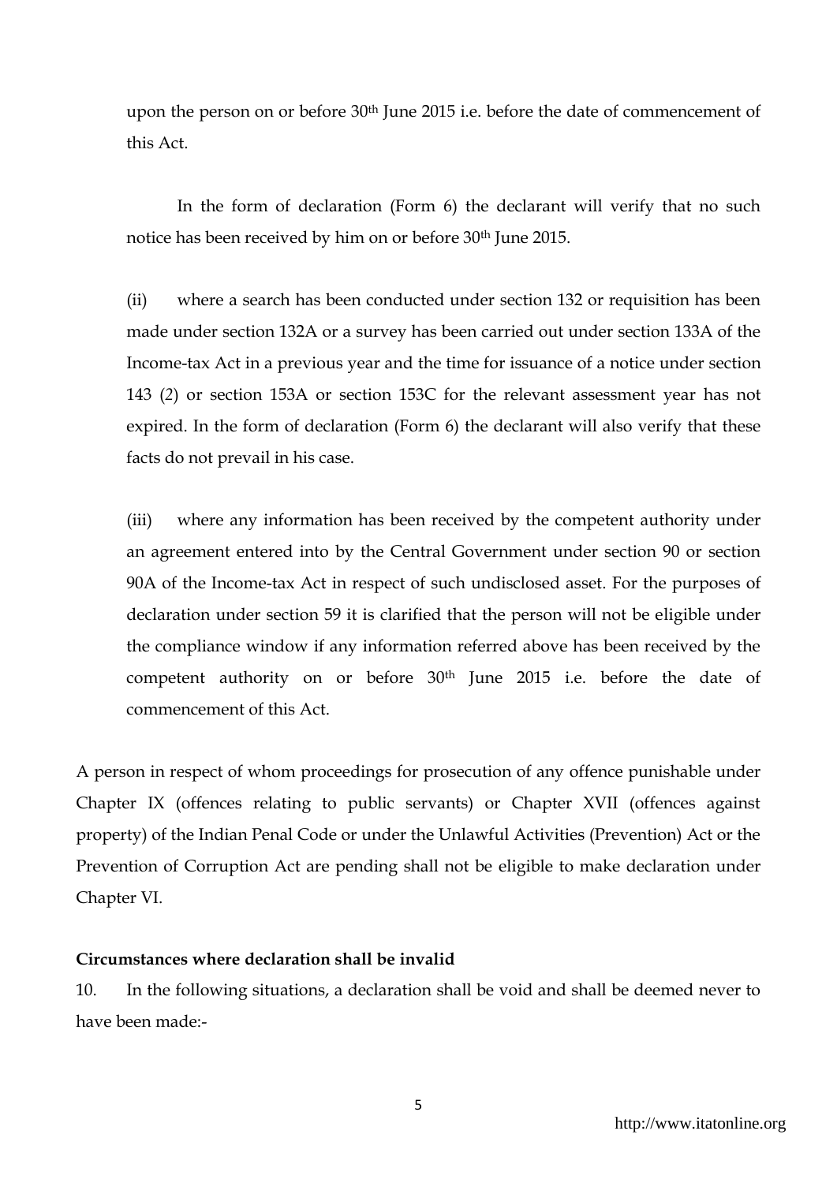upon the person on or before 30th June 2015 i.e. before the date of commencement of this Act.

In the form of declaration (Form 6) the declarant will verify that no such notice has been received by him on or before 30th June 2015.

(ii) where a search has been conducted under section 132 or requisition has been made under section 132A or a survey has been carried out under section 133A of the Income-tax Act in a previous year and the time for issuance of a notice under section 143 (2) or section 153A or section 153C for the relevant assessment year has not expired. In the form of declaration (Form 6) the declarant will also verify that these facts do not prevail in his case.

(iii) where any information has been received by the competent authority under an agreement entered into by the Central Government under section 90 or section 90A of the Income-tax Act in respect of such undisclosed asset. For the purposes of declaration under section 59 it is clarified that the person will not be eligible under the compliance window if any information referred above has been received by the competent authority on or before 30th June 2015 i.e. before the date of commencement of this Act.

A person in respect of whom proceedings for prosecution of any offence punishable under Chapter IX (offences relating to public servants) or Chapter XVII (offences against property) of the Indian Penal Code or under the Unlawful Activities (Prevention) Act or the Prevention of Corruption Act are pending shall not be eligible to make declaration under Chapter VI.

**Circumstances where declaration shall be invalid**

10. In the following situations, a declaration shall be void and shall be deemed never to have been made:-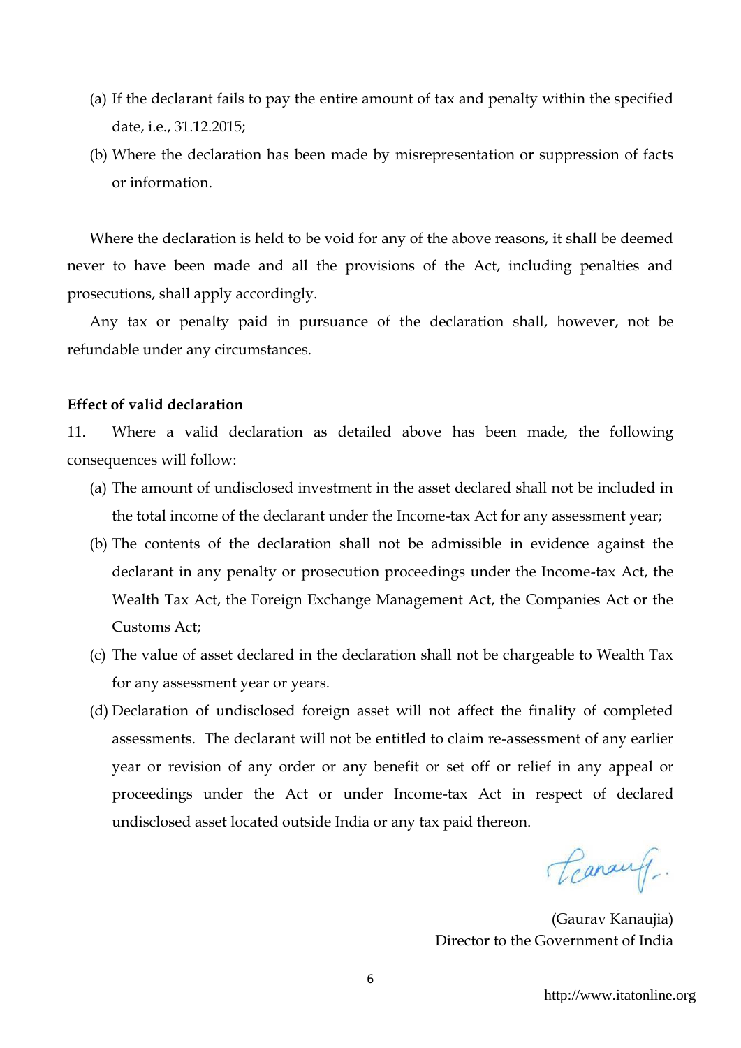(a) If the declarant fails to pay the entire amount of tax and penalty within the specified date, i.e., 31.12.2015;

(b) Where the declaration has been made by misrepresentation or suppression of facts or information.

Where the declaration is held to be void for any of the above reasons, it shall be deemed never to have been made and all the provisions of the Act, including penalties and prosecutions, shall apply accordingly.

Any tax or penalty paid in pursuance of the declaration shall, however, not be refundable under any circumstances.

**Effect of valid declaration**

11. Where a valid declaration as detailed above has been made, the following consequences will follow:

(a) The amount of undisclosed investment in the asset declared shall not be included in the total income of the declarant under the Income-tax Act for any assessment year;

(b) The contents of the declaration shall not be admissible in evidence against the declarant in any penalty or prosecution proceedings under the Income-tax Act, the Wealth Tax Act, the Foreign Exchange Management Act, the Companies Act or the Customs Act;

(c) The value of asset declared in the declaration shall not be chargeable to Wealth Tax for any assessment year or years.

(d) Declaration of undisclosed foreign asset will not affect the finality of completed assessments. The declarant will not be entitled to claim re-assessment of any earlier year or revision of any order or any benefit or set off or relief in any appeal or proceedings under the Act or under Income-tax Act in respect of declared undisclosed asset located outside India or any tax paid thereon.

(Gaurav Kanaujia)
Director to the Government of India

http://www.itatonline.org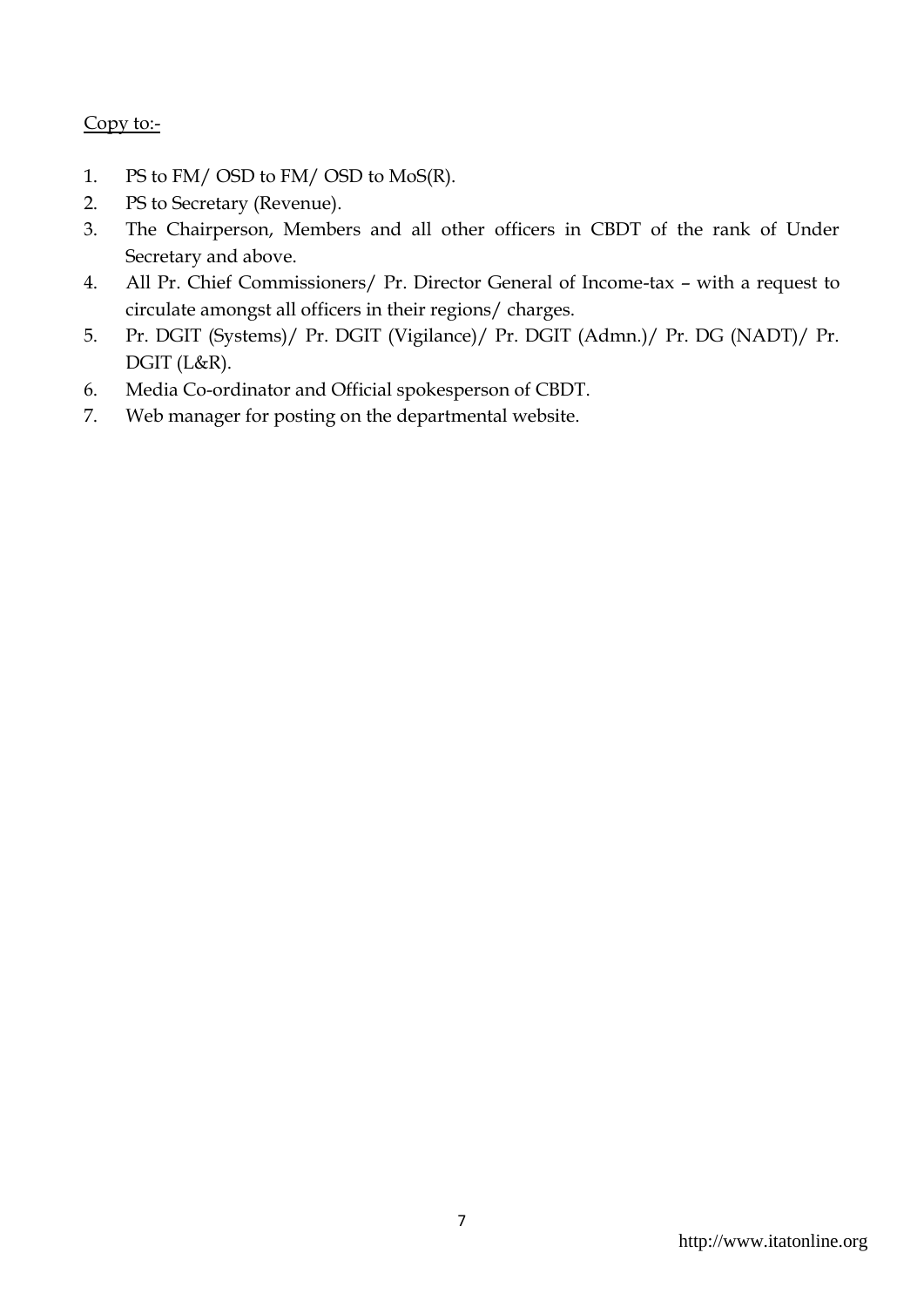<u>Copy to:-</u>

1. PS to FM/ OSD to FM/ OSD to MoS(R).
2. PS to Secretary (Revenue).
3. The Chairperson, Members and all other officers in CBDT of the rank of Under Secretary and above.
4. All Pr. Chief Commissioners/ Pr. Director General of Income-tax – with a request to circulate amongst all officers in their regions/ charges.
5. Pr. DGIT (Systems)/ Pr. DGIT (Vigilance)/ Pr. DGIT (Admn.)/ Pr. DG (NADT)/ Pr. DGIT (L&R).
6. Media Co-ordinator and Official spokesperson of CBDT.
7. Web manager for posting on the departmental website.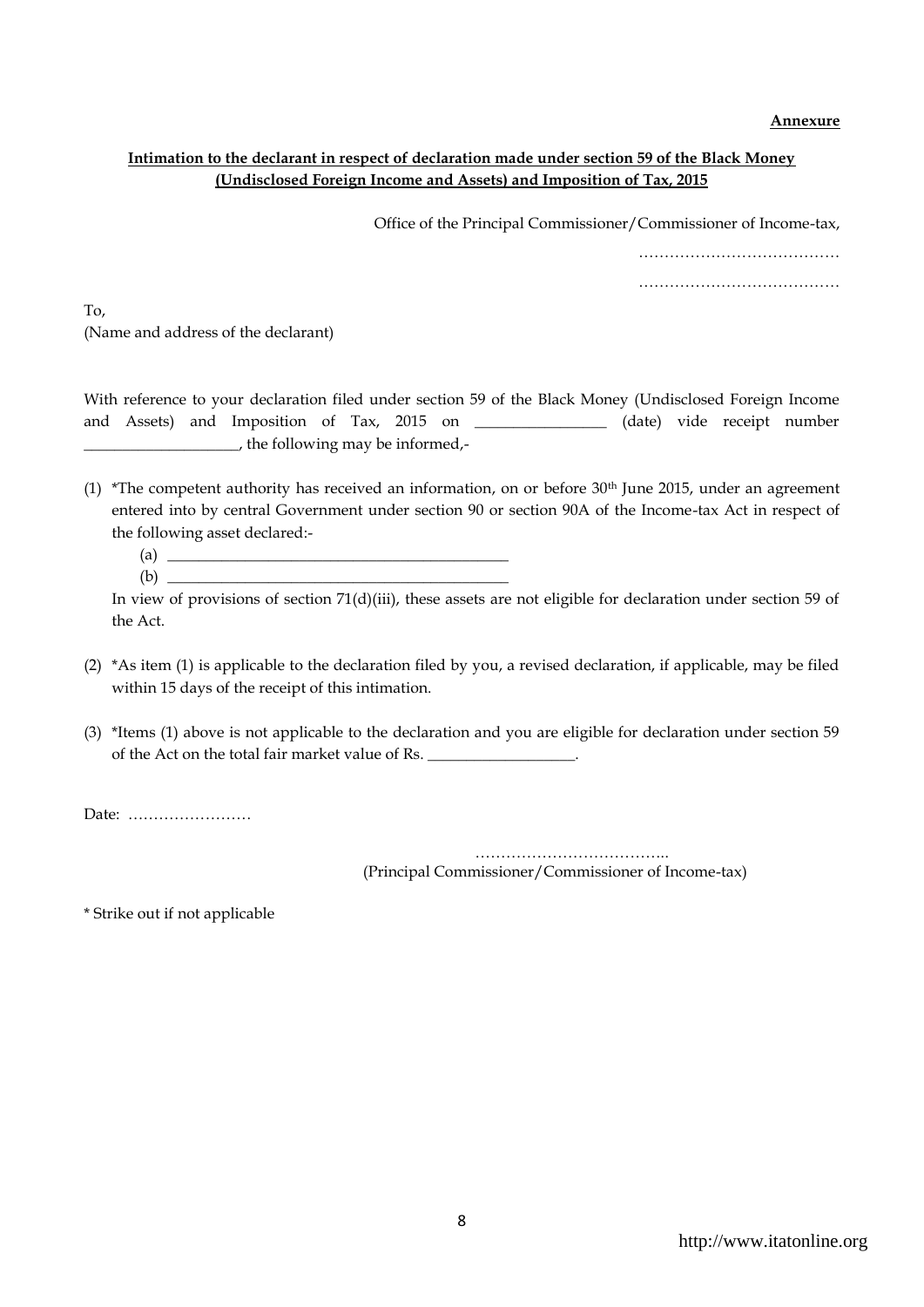**Annexure**

**Intimation to the declarant in respect of declaration made under section 59 of the Black Money (Undisclosed Foreign Income and Assets) and Imposition of Tax, 2015**

Office of the Principal Commissioner/Commissioner of Income-tax,

…………………………………

…………………………………

To,
(Name and address of the declarant)

With reference to your declaration filed under section 59 of the Black Money (Undisclosed Foreign Income and Assets) and Imposition of Tax, 2015 on ________________ (date) vide receipt number ___________________, the following may be informed,-

(1) *The competent authority has received an information, on or before 30th June 2015, under an agreement entered into by central Government under section 90 or section 90A of the Income-tax Act in respect of the following asset declared:-

   (a) ____________________________________________

   (b) ____________________________________________

   In view of provisions of section 71(d)(iii), these assets are not eligible for declaration under section 59 of the Act.

(2) *As item (1) is applicable to the declaration filed by you, a revised declaration, if applicable, may be filed within 15 days of the receipt of this intimation.

(3) *Items (1) above is not applicable to the declaration and you are eligible for declaration under section 59 of the Act on the total fair market value of Rs. __________________.

Date: ……………………

………………………………..
(Principal Commissioner/Commissioner of Income-tax)

* Strike out if not applicable